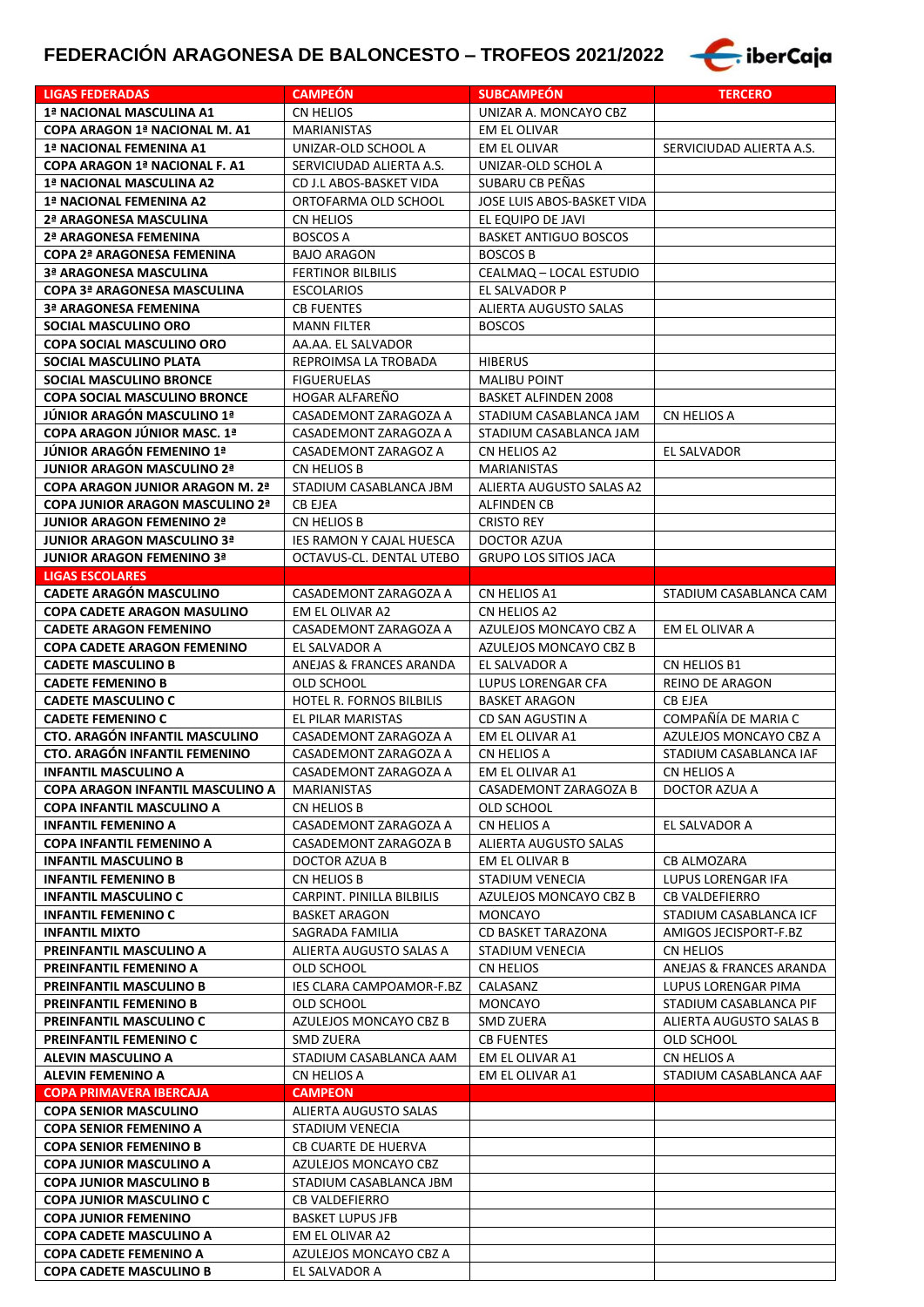# FEDERACIÓN ARAGONESA DE BALONCESTO – TROFEOS 2021/2022

| LIGAS FEDERADAS | CAMPEÓN | SUBCAMPEÓN | TERCERO |
|---|---|---|---|
| 1ª NACIONAL MASCULINA A1 | CN HELIOS | UNIZAR A. MONCAYO CBZ | |
| COPA ARAGON 1ª NACIONAL M. A1 | MARIANISTAS | EM EL OLIVAR | |
| 1ª NACIONAL FEMENINA A1 | UNIZAR-OLD SCHOOL A | EM EL OLIVAR | SERVICIUDAD ALIERTA A.S. |
| COPA ARAGON 1ª NACIONAL F. A1 | SERVICIUDAD ALIERTA A.S. | UNIZAR-OLD SCHOL A | |
| 1ª NACIONAL MASCULINA A2 | CD J.L ABOS-BASKET VIDA | SUBARU CB PEÑAS | |
| 1ª NACIONAL FEMENINA A2 | ORTOFARMA OLD SCHOOL | JOSE LUIS ABOS-BASKET VIDA | |
| 2ª ARAGONESA MASCULINA | CN HELIOS | EL EQUIPO DE JAVI | |
| 2ª ARAGONESA FEMENINA | BOSCOS A | BASKET ANTIGUO BOSCOS | |
| COPA 2ª ARAGONESA FEMENINA | BAJO ARAGON | BOSCOS B | |
| 3ª ARAGONESA MASCULINA | FERTINOR BILBILIS | CEALMAQ – LOCAL ESTUDIO | |
| COPA 3ª ARAGONESA MASCULINA | ESCOLARIOS | EL SALVADOR P | |
| 3ª ARAGONESA FEMENINA | CB FUENTES | ALIERTA AUGUSTO SALAS | |
| SOCIAL MASCULINO ORO | MANN FILTER | BOSCOS | |
| COPA SOCIAL MASCULINO ORO | AA.AA. EL SALVADOR | | |
| SOCIAL MASCULINO PLATA | REPROIMSA LA TROBADA | HIBERUS | |
| SOCIAL MASCULINO BRONCE | FIGUERUELAS | MALIBU POINT | |
| COPA SOCIAL MASCULINO BRONCE | HOGAR ALFAREÑO | BASKET ALFINDEN 2008 | |
| JÚNIOR ARAGÓN MASCULINO 1ª | CASADEMONT ZARAGOZA A | STADIUM CASABLANCA JAM | CN HELIOS A |
| COPA ARAGON JÚNIOR MASC. 1ª | CASADEMONT ZARAGOZA A | STADIUM CASABLANCA JAM | |
| JÚNIOR ARAGÓN FEMENINO 1ª | CASADEMONT ZARAGOZ A | CN HELIOS A2 | EL SALVADOR |
| JUNIOR ARAGON MASCULINO 2ª | CN HELIOS B | MARIANISTAS | |
| COPA ARAGON JUNIOR ARAGON M. 2ª | STADIUM CASABLANCA JBM | ALIERTA AUGUSTO SALAS A2 | |
| COPA JUNIOR ARAGON MASCULINO 2ª | CB EJEA | ALFINDEN CB | |
| JUNIOR ARAGON FEMENINO 2ª | CN HELIOS B | CRISTO REY | |
| JUNIOR ARAGON MASCULINO 3ª | IES RAMON Y CAJAL HUESCA | DOCTOR AZUA | |
| JUNIOR ARAGON FEMENINO 3ª | OCTAVUS-CL. DENTAL UTEBO | GRUPO LOS SITIOS JACA | |
| **LIGAS ESCOLARES** | | | |
| CADETE ARAGÓN MASCULINO | CASADEMONT ZARAGOZA A | CN HELIOS A1 | STADIUM CASABLANCA CAM |
| COPA CADETE ARAGON MASULINO | EM EL OLIVAR A2 | CN HELIOS A2 | |
| CADETE ARAGON FEMENINO | CASADEMONT ZARAGOZA A | AZULEJOS MONCAYO CBZ A | EM EL OLIVAR A |
| COPA CADETE ARAGON FEMENINO | EL SALVADOR A | AZULEJOS MONCAYO CBZ B | |
| CADETE MASCULINO B | ANEJAS & FRANCES ARANDA | EL SALVADOR A | CN HELIOS B1 |
| CADETE FEMENINO B | OLD SCHOOL | LUPUS LORENGAR CFA | REINO DE ARAGON |
| CADETE MASCULINO C | HOTEL R. FORNOS BILBILIS | BASKET ARAGON | CB EJEA |
| CADETE FEMENINO C | EL PILAR MARISTAS | CD SAN AGUSTIN A | COMPAÑÍA DE MARIA C |
| CTO. ARAGÓN INFANTIL MASCULINO | CASADEMONT ZARAGOZA A | EM EL OLIVAR A1 | AZULEJOS MONCAYO CBZ A |
| CTO. ARAGÓN INFANTIL FEMENINO | CASADEMONT ZARAGOZA A | CN HELIOS A | STADIUM CASABLANCA IAF |
| INFANTIL MASCULINO A | CASADEMONT ZARAGOZA A | EM EL OLIVAR A1 | CN HELIOS A |
| COPA ARAGON INFANTIL MASCULINO A | MARIANISTAS | CASADEMONT ZARAGOZA B | DOCTOR AZUA A |
| COPA INFANTIL MASCULINO A | CN HELIOS B | OLD SCHOOL | |
| INFANTIL FEMENINO A | CASADEMONT ZARAGOZA A | CN HELIOS A | EL SALVADOR A |
| COPA INFANTIL FEMENINO A | CASADEMONT ZARAGOZA B | ALIERTA AUGUSTO SALAS | |
| INFANTIL MASCULINO B | DOCTOR AZUA B | EM EL OLIVAR B | CB ALMOZARA |
| INFANTIL FEMENINO B | CN HELIOS B | STADIUM VENECIA | LUPUS LORENGAR IFA |
| INFANTIL MASCULINO C | CARPINT. PINILLA BILBILIS | AZULEJOS MONCAYO CBZ B | CB VALDEFIERRO |
| INFANTIL FEMENINO C | BASKET ARAGON | MONCAYO | STADIUM CASABLANCA ICF |
| INFANTIL MIXTO | SAGRADA FAMILIA | CD BASKET TARAZONA | AMIGOS JECISPORT-F.BZ |
| PREINFANTIL MASCULINO A | ALIERTA AUGUSTO SALAS A | STADIUM VENECIA | CN HELIOS |
| PREINFANTIL FEMENINO A | OLD SCHOOL | CN HELIOS | ANEJAS & FRANCES ARANDA |
| PREINFANTIL MASCULINO B | IES CLARA CAMPOAMOR-F.BZ | CALASANZ | LUPUS LORENGAR PIMA |
| PREINFANTIL FEMENINO B | OLD SCHOOL | MONCAYO | STADIUM CASABLANCA PIF |
| PREINFANTIL MASCULINO C | AZULEJOS MONCAYO CBZ B | SMD ZUERA | ALIERTA AUGUSTO SALAS B |
| PREINFANTIL FEMENINO C | SMD ZUERA | CB FUENTES | OLD SCHOOL |
| ALEVIN MASCULINO A | STADIUM CASABLANCA AAM | EM EL OLIVAR A1 | CN HELIOS A |
| ALEVIN FEMENINO A | CN HELIOS A | EM EL OLIVAR A1 | STADIUM CASABLANCA AAF |
| **COPA PRIMAVERA IBERCAJA** | **CAMPEON** | | |
| COPA SENIOR MASCULINO | ALIERTA AUGUSTO SALAS | | |
| COPA SENIOR FEMENINO A | STADIUM VENECIA | | |
| COPA SENIOR FEMENINO B | CB CUARTE DE HUERVA | | |
| COPA JUNIOR MASCULINO A | AZULEJOS MONCAYO CBZ | | |
| COPA JUNIOR MASCULINO B | STADIUM CASABLANCA JBM | | |
| COPA JUNIOR MASCULINO C | CB VALDEFIERRO | | |
| COPA JUNIOR FEMENINO | BASKET LUPUS JFB | | |
| COPA CADETE MASCULINO A | EM EL OLIVAR A2 | | |
| COPA CADETE FEMENINO A | AZULEJOS MONCAYO CBZ A | | |
| COPA CADETE MASCULINO B | EL SALVADOR A | | |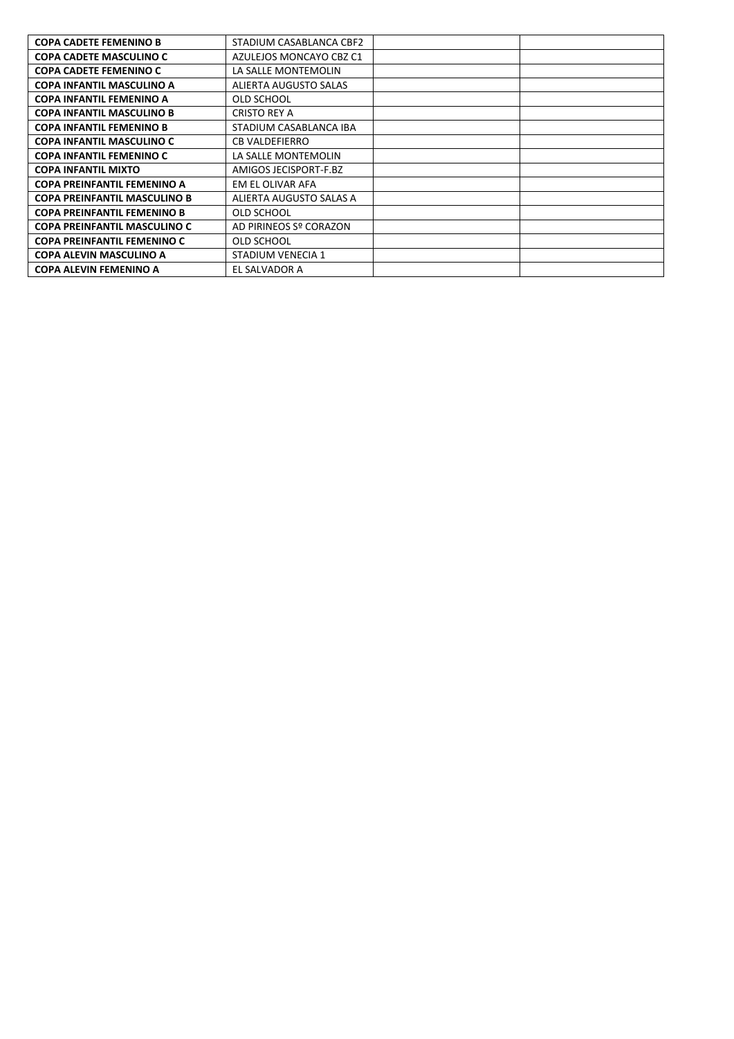| | | | |
|---|---|---|---|
| **COPA CADETE FEMENINO B** | STADIUM CASABLANCA CBF2 | | |
| **COPA CADETE MASCULINO C** | AZULEJOS MONCAYO CBZ C1 | | |
| **COPA CADETE FEMENINO C** | LA SALLE MONTEMOLIN | | |
| **COPA INFANTIL MASCULINO A** | ALIERTA AUGUSTO SALAS | | |
| **COPA INFANTIL FEMENINO A** | OLD SCHOOL | | |
| **COPA INFANTIL MASCULINO B** | CRISTO REY A | | |
| **COPA INFANTIL FEMENINO B** | STADIUM CASABLANCA IBA | | |
| **COPA INFANTIL MASCULINO C** | CB VALDEFIERRO | | |
| **COPA INFANTIL FEMENINO C** | LA SALLE MONTEMOLIN | | |
| **COPA INFANTIL MIXTO** | AMIGOS JECISPORT-F.BZ | | |
| **COPA PREINFANTIL FEMENINO A** | EM EL OLIVAR AFA | | |
| **COPA PREINFANTIL MASCULINO B** | ALIERTA AUGUSTO SALAS A | | |
| **COPA PREINFANTIL FEMENINO B** | OLD SCHOOL | | |
| **COPA PREINFANTIL MASCULINO C** | AD PIRINEOS Sº CORAZON | | |
| **COPA PREINFANTIL FEMENINO C** | OLD SCHOOL | | |
| **COPA ALEVIN MASCULINO A** | STADIUM VENECIA 1 | | |
| **COPA ALEVIN FEMENINO A** | EL SALVADOR A | | |